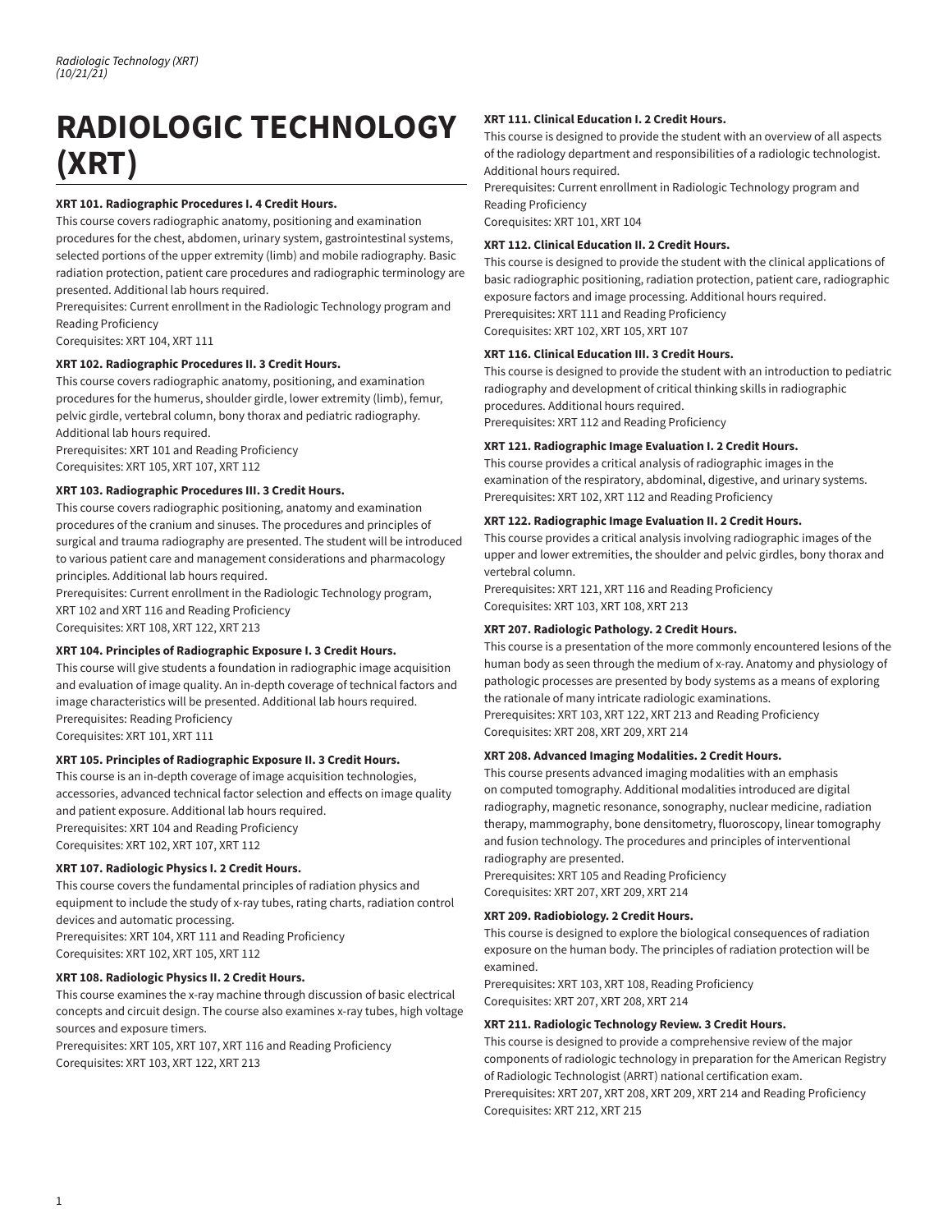# RADIOLOGIC TECHNOLOGY (XRT)

**XRT 101. Radiographic Procedures I. 4 Credit Hours.**
This course covers radiographic anatomy, positioning and examination procedures for the chest, abdomen, urinary system, gastrointestinal systems, selected portions of the upper extremity (limb) and mobile radiography. Basic radiation protection, patient care procedures and radiographic terminology are presented. Additional lab hours required.
Prerequisites: Current enrollment in the Radiologic Technology program and Reading Proficiency
Corequisites: XRT 104, XRT 111

**XRT 102. Radiographic Procedures II. 3 Credit Hours.**
This course covers radiographic anatomy, positioning, and examination procedures for the humerus, shoulder girdle, lower extremity (limb), femur, pelvic girdle, vertebral column, bony thorax and pediatric radiography. Additional lab hours required.
Prerequisites: XRT 101 and Reading Proficiency
Corequisites: XRT 105, XRT 107, XRT 112

**XRT 103. Radiographic Procedures III. 3 Credit Hours.**
This course covers radiographic positioning, anatomy and examination procedures of the cranium and sinuses. The procedures and principles of surgical and trauma radiography are presented. The student will be introduced to various patient care and management considerations and pharmacology principles. Additional lab hours required.
Prerequisites: Current enrollment in the Radiologic Technology program, XRT 102 and XRT 116 and Reading Proficiency
Corequisites: XRT 108, XRT 122, XRT 213

**XRT 104. Principles of Radiographic Exposure I. 3 Credit Hours.**
This course will give students a foundation in radiographic image acquisition and evaluation of image quality. An in-depth coverage of technical factors and image characteristics will be presented. Additional lab hours required.
Prerequisites: Reading Proficiency
Corequisites: XRT 101, XRT 111

**XRT 105. Principles of Radiographic Exposure II. 3 Credit Hours.**
This course is an in-depth coverage of image acquisition technologies, accessories, advanced technical factor selection and effects on image quality and patient exposure. Additional lab hours required.
Prerequisites: XRT 104 and Reading Proficiency
Corequisites: XRT 102, XRT 107, XRT 112

**XRT 107. Radiologic Physics I. 2 Credit Hours.**
This course covers the fundamental principles of radiation physics and equipment to include the study of x-ray tubes, rating charts, radiation control devices and automatic processing.
Prerequisites: XRT 104, XRT 111 and Reading Proficiency
Corequisites: XRT 102, XRT 105, XRT 112

**XRT 108. Radiologic Physics II. 2 Credit Hours.**
This course examines the x-ray machine through discussion of basic electrical concepts and circuit design. The course also examines x-ray tubes, high voltage sources and exposure timers.
Prerequisites: XRT 105, XRT 107, XRT 116 and Reading Proficiency
Corequisites: XRT 103, XRT 122, XRT 213

**XRT 111. Clinical Education I. 2 Credit Hours.**
This course is designed to provide the student with an overview of all aspects of the radiology department and responsibilities of a radiologic technologist. Additional hours required.
Prerequisites: Current enrollment in Radiologic Technology program and Reading Proficiency
Corequisites: XRT 101, XRT 104

**XRT 112. Clinical Education II. 2 Credit Hours.**
This course is designed to provide the student with the clinical applications of basic radiographic positioning, radiation protection, patient care, radiographic exposure factors and image processing. Additional hours required.
Prerequisites: XRT 111 and Reading Proficiency
Corequisites: XRT 102, XRT 105, XRT 107

**XRT 116. Clinical Education III. 3 Credit Hours.**
This course is designed to provide the student with an introduction to pediatric radiography and development of critical thinking skills in radiographic procedures. Additional hours required.
Prerequisites: XRT 112 and Reading Proficiency

**XRT 121. Radiographic Image Evaluation I. 2 Credit Hours.**
This course provides a critical analysis of radiographic images in the examination of the respiratory, abdominal, digestive, and urinary systems.
Prerequisites: XRT 102, XRT 112 and Reading Proficiency

**XRT 122. Radiographic Image Evaluation II. 2 Credit Hours.**
This course provides a critical analysis involving radiographic images of the upper and lower extremities, the shoulder and pelvic girdles, bony thorax and vertebral column.
Prerequisites: XRT 121, XRT 116 and Reading Proficiency
Corequisites: XRT 103, XRT 108, XRT 213

**XRT 207. Radiologic Pathology. 2 Credit Hours.**
This course is a presentation of the more commonly encountered lesions of the human body as seen through the medium of x-ray. Anatomy and physiology of pathologic processes are presented by body systems as a means of exploring the rationale of many intricate radiologic examinations.
Prerequisites: XRT 103, XRT 122, XRT 213 and Reading Proficiency
Corequisites: XRT 208, XRT 209, XRT 214

**XRT 208. Advanced Imaging Modalities. 2 Credit Hours.**
This course presents advanced imaging modalities with an emphasis on computed tomography. Additional modalities introduced are digital radiography, magnetic resonance, sonography, nuclear medicine, radiation therapy, mammography, bone densitometry, fluoroscopy, linear tomography and fusion technology. The procedures and principles of interventional radiography are presented.
Prerequisites: XRT 105 and Reading Proficiency
Corequisites: XRT 207, XRT 209, XRT 214

**XRT 209. Radiobiology. 2 Credit Hours.**
This course is designed to explore the biological consequences of radiation exposure on the human body. The principles of radiation protection will be examined.
Prerequisites: XRT 103, XRT 108, Reading Proficiency
Corequisites: XRT 207, XRT 208, XRT 214

**XRT 211. Radiologic Technology Review. 3 Credit Hours.**
This course is designed to provide a comprehensive review of the major components of radiologic technology in preparation for the American Registry of Radiologic Technologist (ARRT) national certification exam.
Prerequisites: XRT 207, XRT 208, XRT 209, XRT 214 and Reading Proficiency
Corequisites: XRT 212, XRT 215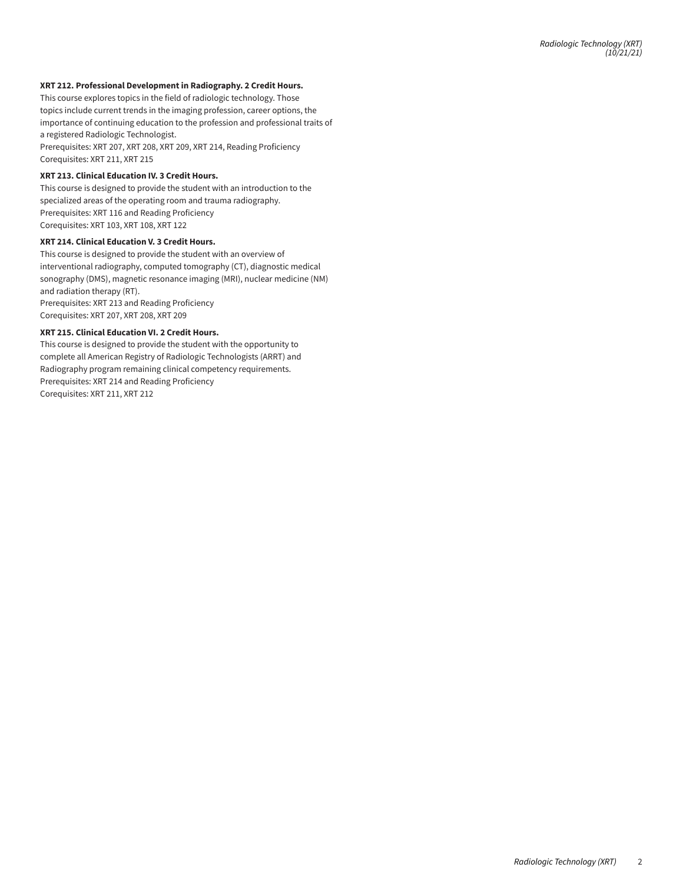**XRT 212. Professional Development in Radiography. 2 Credit Hours.**

This course explores topics in the field of radiologic technology. Those topics include current trends in the imaging profession, career options, the importance of continuing education to the profession and professional traits of a registered Radiologic Technologist.
Prerequisites: XRT 207, XRT 208, XRT 209, XRT 214, Reading Proficiency
Corequisites: XRT 211, XRT 215

**XRT 213. Clinical Education IV. 3 Credit Hours.**

This course is designed to provide the student with an introduction to the specialized areas of the operating room and trauma radiography.
Prerequisites: XRT 116 and Reading Proficiency
Corequisites: XRT 103, XRT 108, XRT 122

**XRT 214. Clinical Education V. 3 Credit Hours.**

This course is designed to provide the student with an overview of interventional radiography, computed tomography (CT), diagnostic medical sonography (DMS), magnetic resonance imaging (MRI), nuclear medicine (NM) and radiation therapy (RT).
Prerequisites: XRT 213 and Reading Proficiency
Corequisites: XRT 207, XRT 208, XRT 209

**XRT 215. Clinical Education VI. 2 Credit Hours.**

This course is designed to provide the student with the opportunity to complete all American Registry of Radiologic Technologists (ARRT) and Radiography program remaining clinical competency requirements.
Prerequisites: XRT 214 and Reading Proficiency
Corequisites: XRT 211, XRT 212